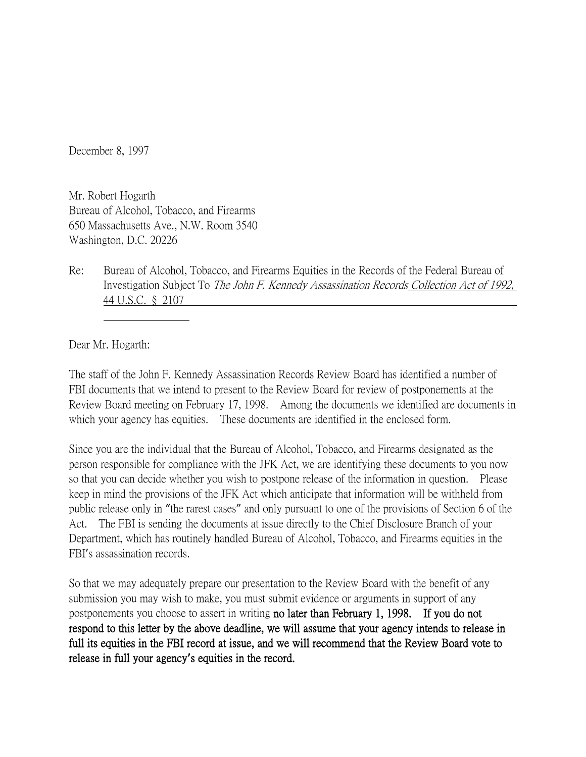December 8, 1997

Mr. Robert Hogarth
Bureau of Alcohol, Tobacco, and Firearms
650 Massachusetts Ave., N.W. Room 3540
Washington, D.C. 20226

Re: Bureau of Alcohol, Tobacco, and Firearms Equities in the Records of the Federal Bureau of Investigation Subject To *The John F. Kennedy Assassination Records* Collection Act of 1992, 44 U.S.C. § 2107

Dear Mr. Hogarth:

The staff of the John F. Kennedy Assassination Records Review Board has identified a number of FBI documents that we intend to present to the Review Board for review of postponements at the Review Board meeting on February 17, 1998. Among the documents we identified are documents in which your agency has equities. These documents are identified in the enclosed form.

Since you are the individual that the Bureau of Alcohol, Tobacco, and Firearms designated as the person responsible for compliance with the JFK Act, we are identifying these documents to you now so that you can decide whether you wish to postpone release of the information in question. Please keep in mind the provisions of the JFK Act which anticipate that information will be withheld from public release only in "the rarest cases" and only pursuant to one of the provisions of Section 6 of the Act. The FBI is sending the documents at issue directly to the Chief Disclosure Branch of your Department, which has routinely handled Bureau of Alcohol, Tobacco, and Firearms equities in the FBI's assassination records.

So that we may adequately prepare our presentation to the Review Board with the benefit of any submission you may wish to make, you must submit evidence or arguments in support of any postponements you choose to assert in writing **no later than February 1, 1998. If you do not respond to this letter by the above deadline, we will assume that your agency intends to release in full its equities in the FBI record at issue, and we will recommend that the Review Board vote to release in full your agency's equities in the record.**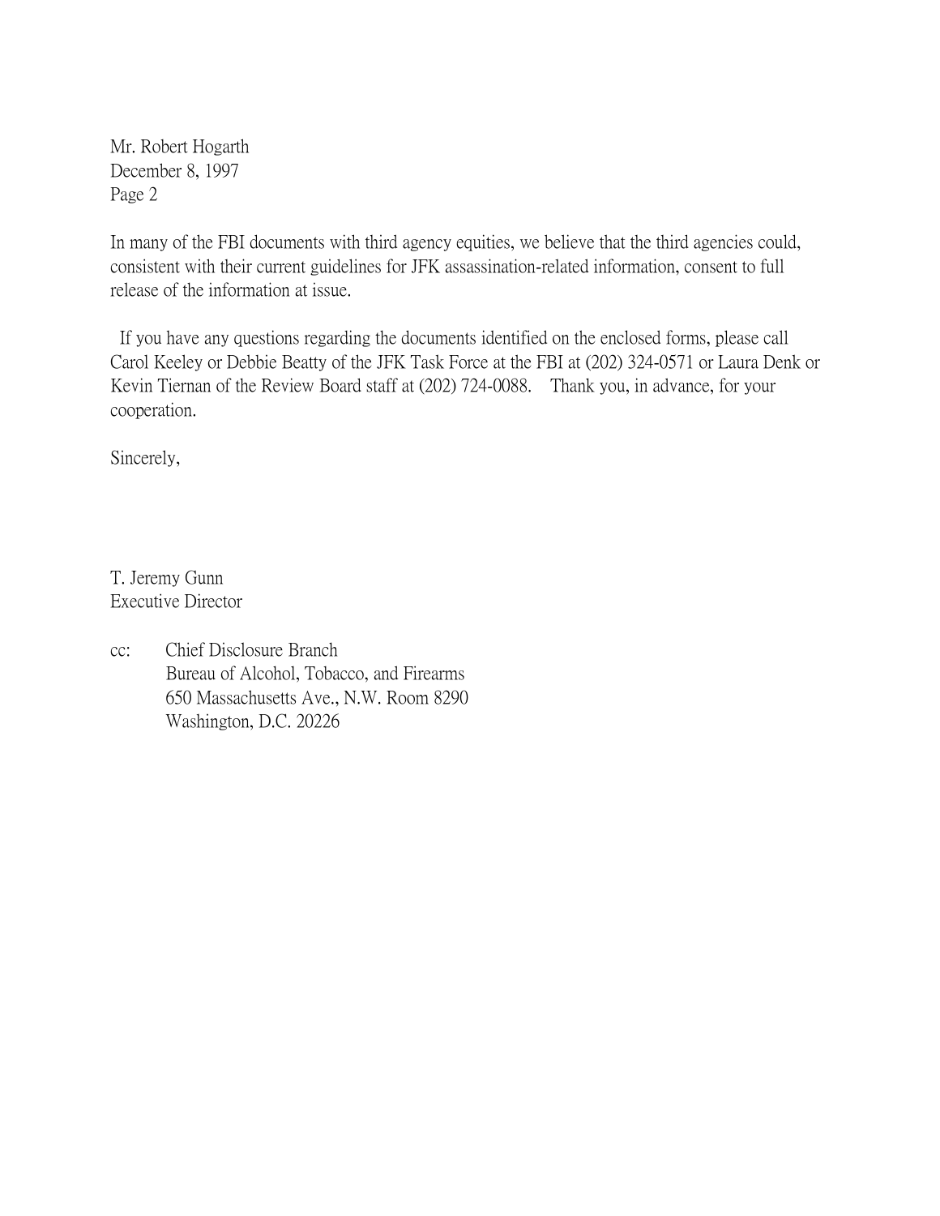Mr. Robert Hogarth
December 8, 1997
Page 2

In many of the FBI documents with third agency equities, we believe that the third agencies could, consistent with their current guidelines for JFK assassination-related information, consent to full release of the information at issue.

If you have any questions regarding the documents identified on the enclosed forms, please call Carol Keeley or Debbie Beatty of the JFK Task Force at the FBI at (202) 324-0571 or Laura Denk or Kevin Tiernan of the Review Board staff at (202) 724-0088. Thank you, in advance, for your cooperation.

Sincerely,

T. Jeremy Gunn
Executive Director

cc: Chief Disclosure Branch
Bureau of Alcohol, Tobacco, and Firearms
650 Massachusetts Ave., N.W. Room 8290
Washington, D.C. 20226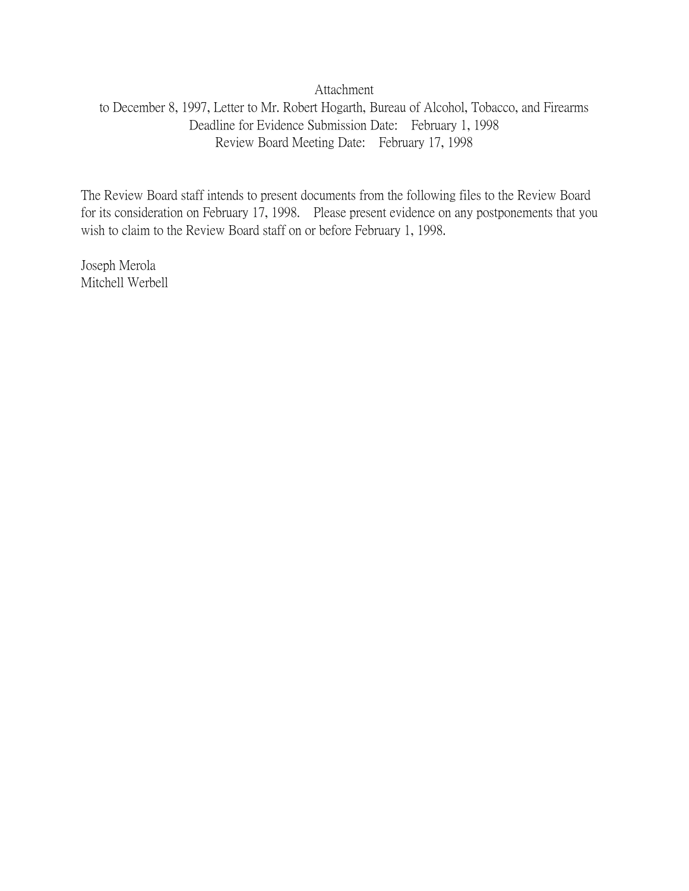Attachment
to December 8, 1997, Letter to Mr. Robert Hogarth, Bureau of Alcohol, Tobacco, and Firearms
Deadline for Evidence Submission Date: February 1, 1998
Review Board Meeting Date: February 17, 1998

The Review Board staff intends to present documents from the following files to the Review Board for its consideration on February 17, 1998. Please present evidence on any postponements that you wish to claim to the Review Board staff on or before February 1, 1998.

Joseph Merola
Mitchell Werbell